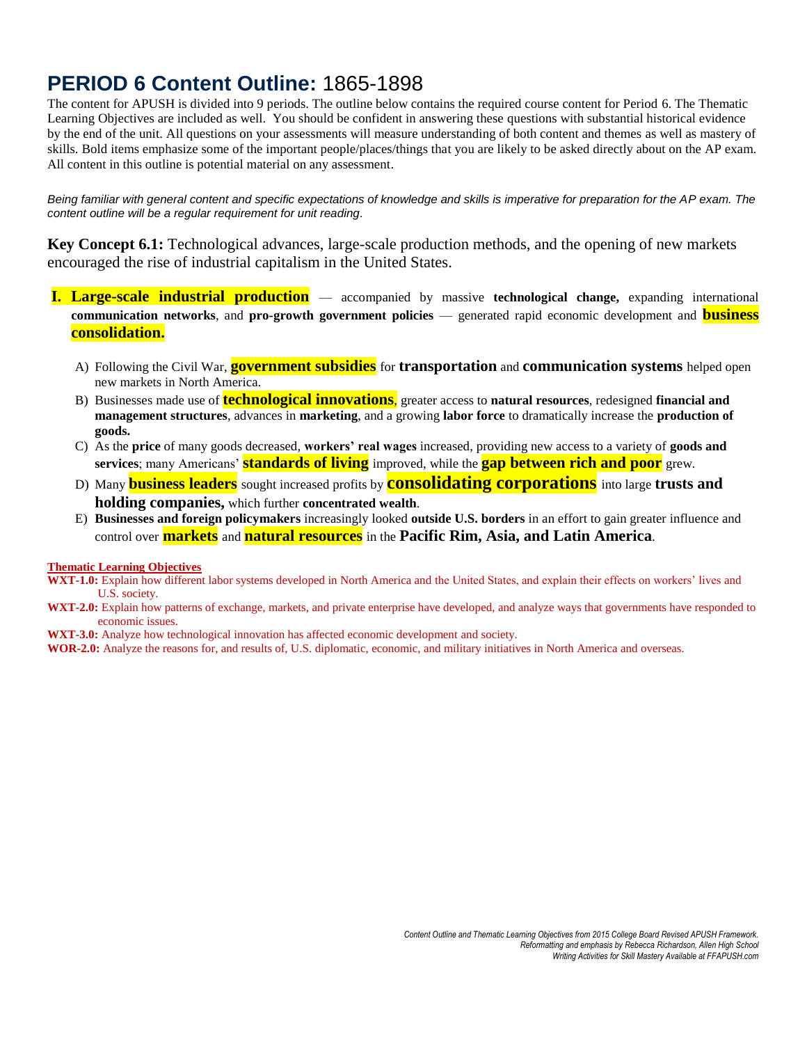# PERIOD 6 Content Outline: 1865-1898

The content for APUSH is divided into 9 periods. The outline below contains the required course content for Period 6. The Thematic Learning Objectives are included as well. You should be confident in answering these questions with substantial historical evidence by the end of the unit. All questions on your assessments will measure understanding of both content and themes as well as mastery of skills. Bold items emphasize some of the important people/places/things that you are likely to be asked directly about on the AP exam. All content in this outline is potential material on any assessment.

*Being familiar with general content and specific expectations of knowledge and skills is imperative for preparation for the AP exam. The content outline will be a regular requirement for unit reading.*

**Key Concept 6.1:** Technological advances, large-scale production methods, and the opening of new markets encouraged the rise of industrial capitalism in the United States.

**I. Large-scale industrial production** — accompanied by massive **technological change,** expanding international **communication networks**, and **pro-growth government policies** — generated rapid economic development and **business consolidation.**

- A) Following the Civil War, **government subsidies** for **transportation** and **communication systems** helped open new markets in North America.
- B) Businesses made use of **technological innovations**, greater access to **natural resources**, redesigned **financial and management structures**, advances in **marketing**, and a growing **labor force** to dramatically increase the **production of goods.**
- C) As the **price** of many goods decreased, **workers' real wages** increased, providing new access to a variety of **goods and services**; many Americans' **standards of living** improved, while the **gap between rich and poor** grew.
- D) Many **business leaders** sought increased profits by **consolidating corporations** into large **trusts and holding companies,** which further **concentrated wealth**.
- E) **Businesses and foreign policymakers** increasingly looked **outside U.S. borders** in an effort to gain greater influence and control over **markets** and **natural resources** in the **Pacific Rim, Asia, and Latin America**.

**Thematic Learning Objectives**

**WXT-1.0:** Explain how different labor systems developed in North America and the United States, and explain their effects on workers' lives and U.S. society.

**WXT-2.0:** Explain how patterns of exchange, markets, and private enterprise have developed, and analyze ways that governments have responded to economic issues.

**WXT-3.0:** Analyze how technological innovation has affected economic development and society.

**WOR-2.0:** Analyze the reasons for, and results of, U.S. diplomatic, economic, and military initiatives in North America and overseas.

*Content Outline and Thematic Learning Objectives from 2015 College Board Revised APUSH Framework.*
*Reformatting and emphasis by Rebecca Richardson, Allen High School*
*Writing Activities for Skill Mastery Available at FFAPUSH.com*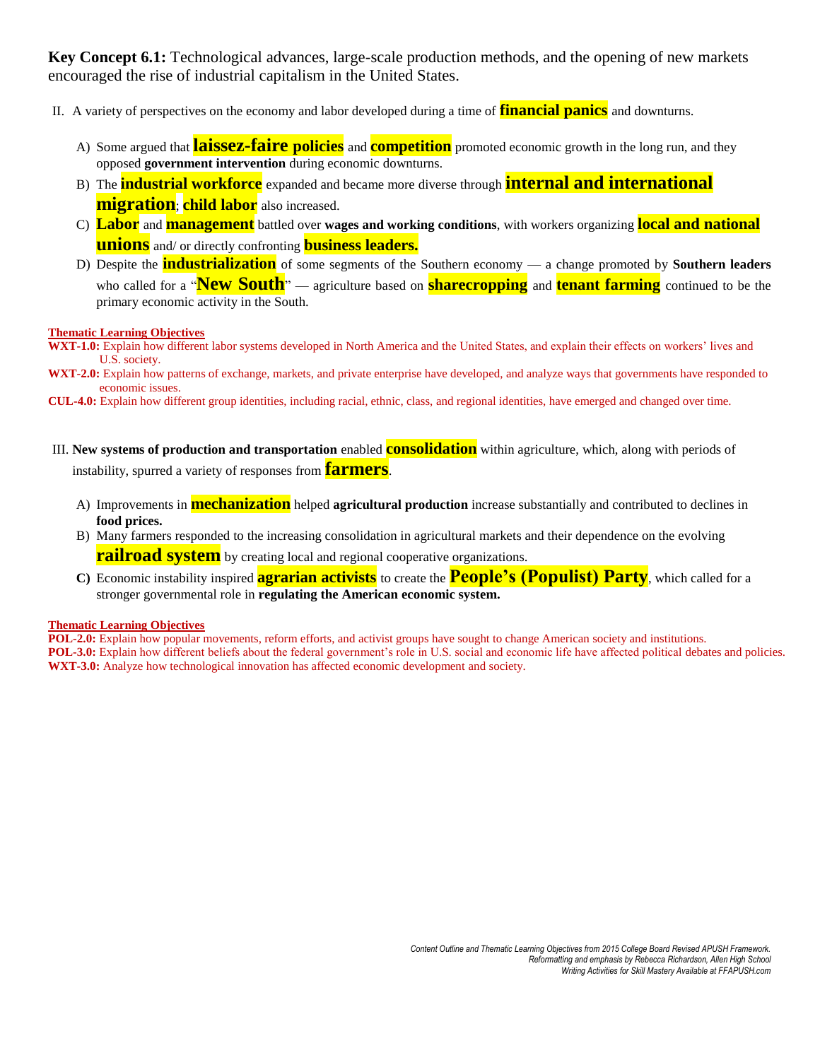**Key Concept 6.1:** Technological advances, large-scale production methods, and the opening of new markets encouraged the rise of industrial capitalism in the United States.

II. A variety of perspectives on the economy and labor developed during a time of **financial panics** and downturns.

A) Some argued that **laissez-faire policies** and **competition** promoted economic growth in the long run, and they opposed **government intervention** during economic downturns.

B) The **industrial workforce** expanded and became more diverse through **internal and international migration**; **child labor** also increased.

C) **Labor** and **management** battled over **wages and working conditions**, with workers organizing **local and national unions** and/ or directly confronting **business leaders.**

D) Despite the **industrialization** of some segments of the Southern economy — a change promoted by **Southern leaders** who called for a "**New South**" — agriculture based on **sharecropping** and **tenant farming** continued to be the primary economic activity in the South.

**Thematic Learning Objectives**

**WXT-1.0:** Explain how different labor systems developed in North America and the United States, and explain their effects on workers' lives and U.S. society.

**WXT-2.0:** Explain how patterns of exchange, markets, and private enterprise have developed, and analyze ways that governments have responded to economic issues.

**CUL-4.0:** Explain how different group identities, including racial, ethnic, class, and regional identities, have emerged and changed over time.

III. **New systems of production and transportation** enabled **consolidation** within agriculture, which, along with periods of instability, spurred a variety of responses from **farmers**.

A) Improvements in **mechanization** helped **agricultural production** increase substantially and contributed to declines in **food prices.**

B) Many farmers responded to the increasing consolidation in agricultural markets and their dependence on the evolving **railroad system** by creating local and regional cooperative organizations.

**C)** Economic instability inspired **agrarian activists** to create the **People's (Populist) Party**, which called for a stronger governmental role in **regulating the American economic system.**

**Thematic Learning Objectives**

**POL-2.0:** Explain how popular movements, reform efforts, and activist groups have sought to change American society and institutions.

**POL-3.0:** Explain how different beliefs about the federal government's role in U.S. social and economic life have affected political debates and policies.

**WXT-3.0:** Analyze how technological innovation has affected economic development and society.

*Content Outline and Thematic Learning Objectives from 2015 College Board Revised APUSH Framework.*
*Reformatting and emphasis by Rebecca Richardson, Allen High School*
*Writing Activities for Skill Mastery Available at FFAPUSH.com*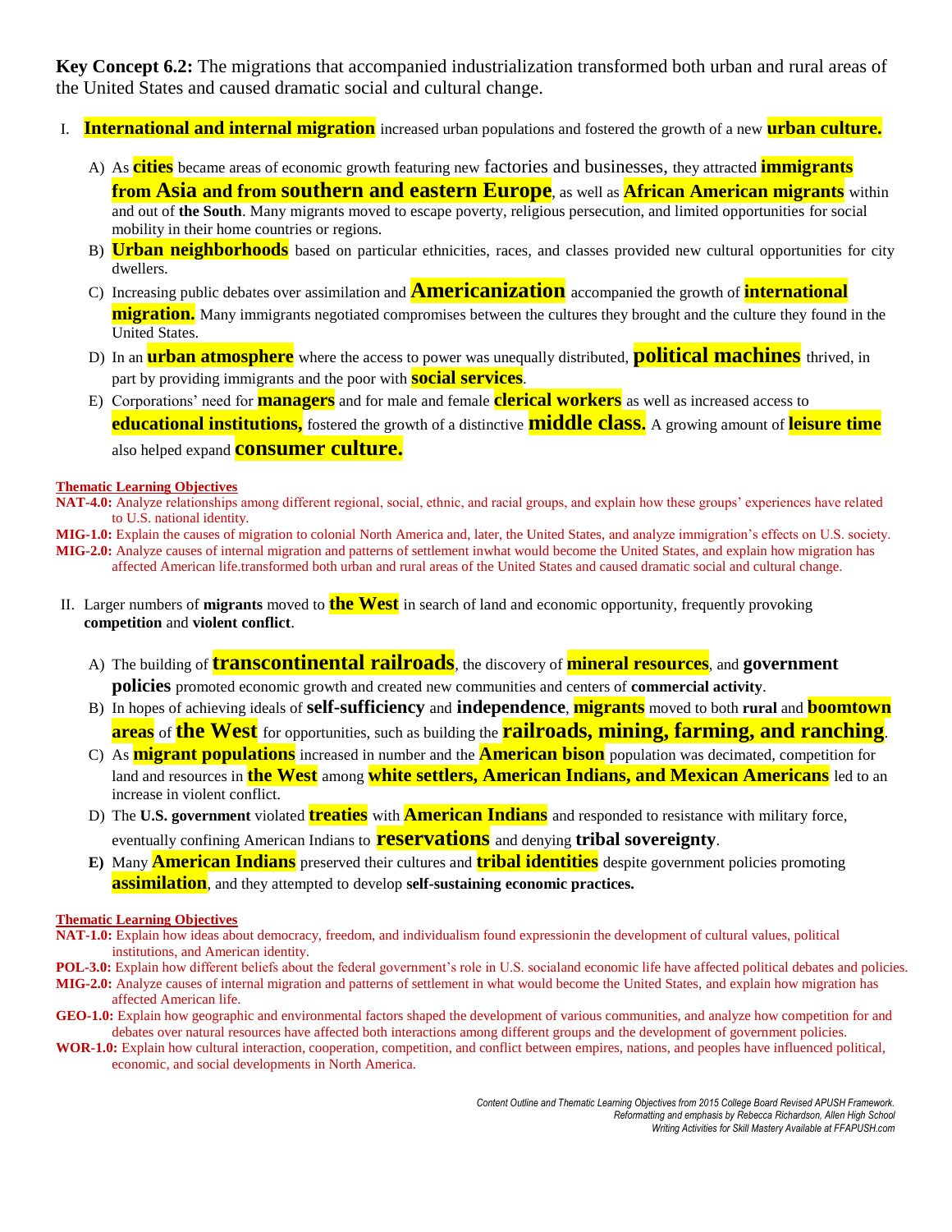**Key Concept 6.2:** The migrations that accompanied industrialization transformed both urban and rural areas of the United States and caused dramatic social and cultural change.

I. **International and internal migration** increased urban populations and fostered the growth of a new **urban culture.**

   A) As **cities** became areas of economic growth featuring new factories and businesses, they attracted **immigrants from Asia and from southern and eastern Europe**, as well as **African American migrants** within and out of **the South**. Many migrants moved to escape poverty, religious persecution, and limited opportunities for social mobility in their home countries or regions.

   B) **Urban neighborhoods** based on particular ethnicities, races, and classes provided new cultural opportunities for city dwellers.

   C) Increasing public debates over assimilation and **Americanization** accompanied the growth of **international migration.** Many immigrants negotiated compromises between the cultures they brought and the culture they found in the United States.

   D) In an **urban atmosphere** where the access to power was unequally distributed, **political machines** thrived, in part by providing immigrants and the poor with **social services**.

   E) Corporations' need for **managers** and for male and female **clerical workers** as well as increased access to **educational institutions,** fostered the growth of a distinctive **middle class.** A growing amount of **leisure time** also helped expand **consumer culture.**

**Thematic Learning Objectives**

**NAT-4.0:** Analyze relationships among different regional, social, ethnic, and racial groups, and explain how these groups' experiences have related to U.S. national identity.

**MIG-1.0:** Explain the causes of migration to colonial North America and, later, the United States, and analyze immigration's effects on U.S. society.

**MIG-2.0:** Analyze causes of internal migration and patterns of settlement inwhat would become the United States, and explain how migration has affected American life.transformed both urban and rural areas of the United States and caused dramatic social and cultural change.

II. Larger numbers of **migrants** moved to **the West** in search of land and economic opportunity, frequently provoking **competition** and **violent conflict**.

   A) The building of **transcontinental railroads**, the discovery of **mineral resources**, and **government policies** promoted economic growth and created new communities and centers of **commercial activity**.

   B) In hopes of achieving ideals of **self-sufficiency** and **independence**, **migrants** moved to both **rural** and **boomtown areas** of **the West** for opportunities, such as building the **railroads, mining, farming, and ranching**.

   C) As **migrant populations** increased in number and the **American bison** population was decimated, competition for land and resources in **the West** among **white settlers, American Indians, and Mexican Americans** led to an increase in violent conflict.

   D) The **U.S. government** violated **treaties** with **American Indians** and responded to resistance with military force, eventually confining American Indians to **reservations** and denying **tribal sovereignty**.

   **E)** Many **American Indians** preserved their cultures and **tribal identities** despite government policies promoting **assimilation**, and they attempted to develop **self-sustaining economic practices.**

**Thematic Learning Objectives**

**NAT-1.0:** Explain how ideas about democracy, freedom, and individualism found expressionin the development of cultural values, political institutions, and American identity.

**POL-3.0:** Explain how different beliefs about the federal government's role in U.S. socialand economic life have affected political debates and policies.

**MIG-2.0:** Analyze causes of internal migration and patterns of settlement in what would become the United States, and explain how migration has affected American life.

**GEO-1.0:** Explain how geographic and environmental factors shaped the development of various communities, and analyze how competition for and debates over natural resources have affected both interactions among different groups and the development of government policies.

**WOR-1.0:** Explain how cultural interaction, cooperation, competition, and conflict between empires, nations, and peoples have influenced political, economic, and social developments in North America.

*Content Outline and Thematic Learning Objectives from 2015 College Board Revised APUSH Framework.*
*Reformatting and emphasis by Rebecca Richardson, Allen High School*
*Writing Activities for Skill Mastery Available at FFAPUSH.com*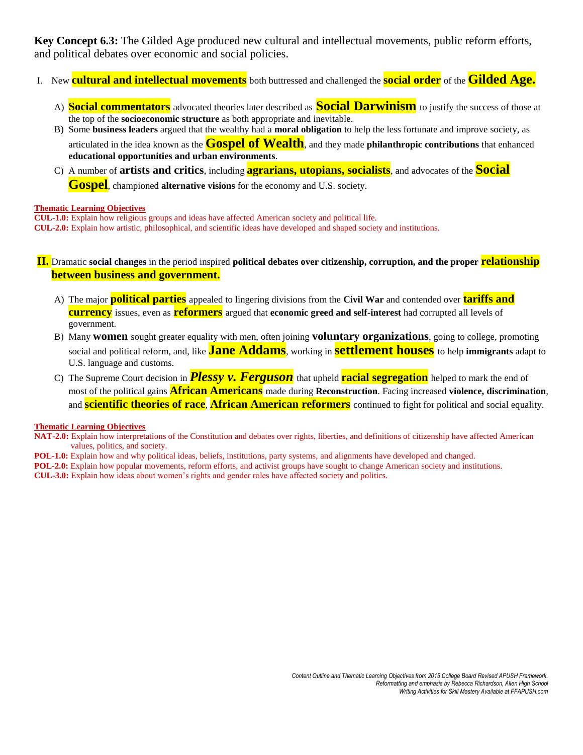**Key Concept 6.3:** The Gilded Age produced new cultural and intellectual movements, public reform efforts, and political debates over economic and social policies.

I. New **cultural and intellectual movements** both buttressed and challenged the **social order** of the **Gilded Age.**

   A) **Social commentators** advocated theories later described as **Social Darwinism** to justify the success of those at the top of the **socioeconomic structure** as both appropriate and inevitable.

   B) Some **business leaders** argued that the wealthy had a **moral obligation** to help the less fortunate and improve society, as articulated in the idea known as the **Gospel of Wealth**, and they made **philanthropic contributions** that enhanced **educational opportunities and urban environments**.

   C) A number of **artists and critics**, including **agrarians, utopians, socialists**, and advocates of the **Social Gospel**, championed **alternative visions** for the economy and U.S. society.

**Thematic Learning Objectives**

**CUL-1.0:** Explain how religious groups and ideas have affected American society and political life.

**CUL-2.0:** Explain how artistic, philosophical, and scientific ideas have developed and shaped society and institutions.

**II.** Dramatic **social changes** in the period inspired **political debates over citizenship, corruption, and the proper relationship between business and government.**

   A) The major **political parties** appealed to lingering divisions from the **Civil War** and contended over **tariffs and currency** issues, even as **reformers** argued that **economic greed and self-interest** had corrupted all levels of government.

   B) Many **women** sought greater equality with men, often joining **voluntary organizations**, going to college, promoting social and political reform, and, like **Jane Addams**, working in **settlement houses** to help **immigrants** adapt to U.S. language and customs.

   C) The Supreme Court decision in ***Plessy v. Ferguson*** that upheld **racial segregation** helped to mark the end of most of the political gains **African Americans** made during **Reconstruction**. Facing increased **violence, discrimination**, and **scientific theories of race**, **African American reformers** continued to fight for political and social equality.

**Thematic Learning Objectives**

**NAT-2.0:** Explain how interpretations of the Constitution and debates over rights, liberties, and definitions of citizenship have affected American values, politics, and society.

**POL-1.0:** Explain how and why political ideas, beliefs, institutions, party systems, and alignments have developed and changed.

**POL-2.0:** Explain how popular movements, reform efforts, and activist groups have sought to change American society and institutions.

**CUL-3.0:** Explain how ideas about women's rights and gender roles have affected society and politics.

*Content Outline and Thematic Learning Objectives from 2015 College Board Revised APUSH Framework.*
*Reformatting and emphasis by Rebecca Richardson, Allen High School*
*Writing Activities for Skill Mastery Available at FFAPUSH.com*